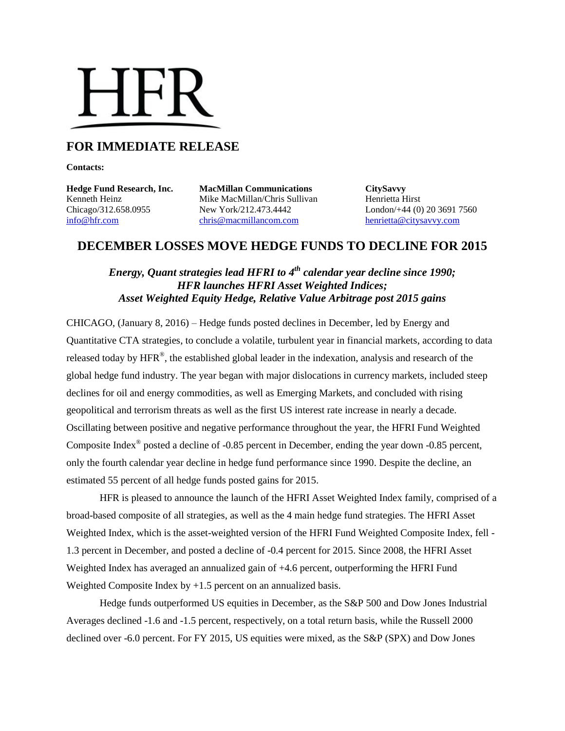# HFR

## FOR IMMEDIATE RELEASE

**Contacts:**

**Hedge Fund Research, Inc.**
Kenneth Heinz
Chicago/312.658.0955
info@hfr.com

**MacMillan Communications**
Mike MacMillan/Chris Sullivan
New York/212.473.4442
chris@macmillancom.com

**CitySavvy**
Henrietta Hirst
London/+44 (0) 20 3691 7560
henrietta@citysavvy.com

## DECEMBER LOSSES MOVE HEDGE FUNDS TO DECLINE FOR 2015

***Energy, Quant strategies lead HFRI to 4th calendar year decline since 1990;***
***HFR launches HFRI Asset Weighted Indices;***
***Asset Weighted Equity Hedge, Relative Value Arbitrage post 2015 gains***

CHICAGO, (January 8, 2016) – Hedge funds posted declines in December, led by Energy and Quantitative CTA strategies, to conclude a volatile, turbulent year in financial markets, according to data released today by HFR®, the established global leader in the indexation, analysis and research of the global hedge fund industry. The year began with major dislocations in currency markets, included steep declines for oil and energy commodities, as well as Emerging Markets, and concluded with rising geopolitical and terrorism threats as well as the first US interest rate increase in nearly a decade. Oscillating between positive and negative performance throughout the year, the HFRI Fund Weighted Composite Index® posted a decline of -0.85 percent in December, ending the year down -0.85 percent, only the fourth calendar year decline in hedge fund performance since 1990. Despite the decline, an estimated 55 percent of all hedge funds posted gains for 2015.

HFR is pleased to announce the launch of the HFRI Asset Weighted Index family, comprised of a broad-based composite of all strategies, as well as the 4 main hedge fund strategies. The HFRI Asset Weighted Index, which is the asset-weighted version of the HFRI Fund Weighted Composite Index, fell -1.3 percent in December, and posted a decline of -0.4 percent for 2015. Since 2008, the HFRI Asset Weighted Index has averaged an annualized gain of +4.6 percent, outperforming the HFRI Fund Weighted Composite Index by +1.5 percent on an annualized basis.

Hedge funds outperformed US equities in December, as the S&P 500 and Dow Jones Industrial Averages declined -1.6 and -1.5 percent, respectively, on a total return basis, while the Russell 2000 declined over -6.0 percent. For FY 2015, US equities were mixed, as the S&P (SPX) and Dow Jones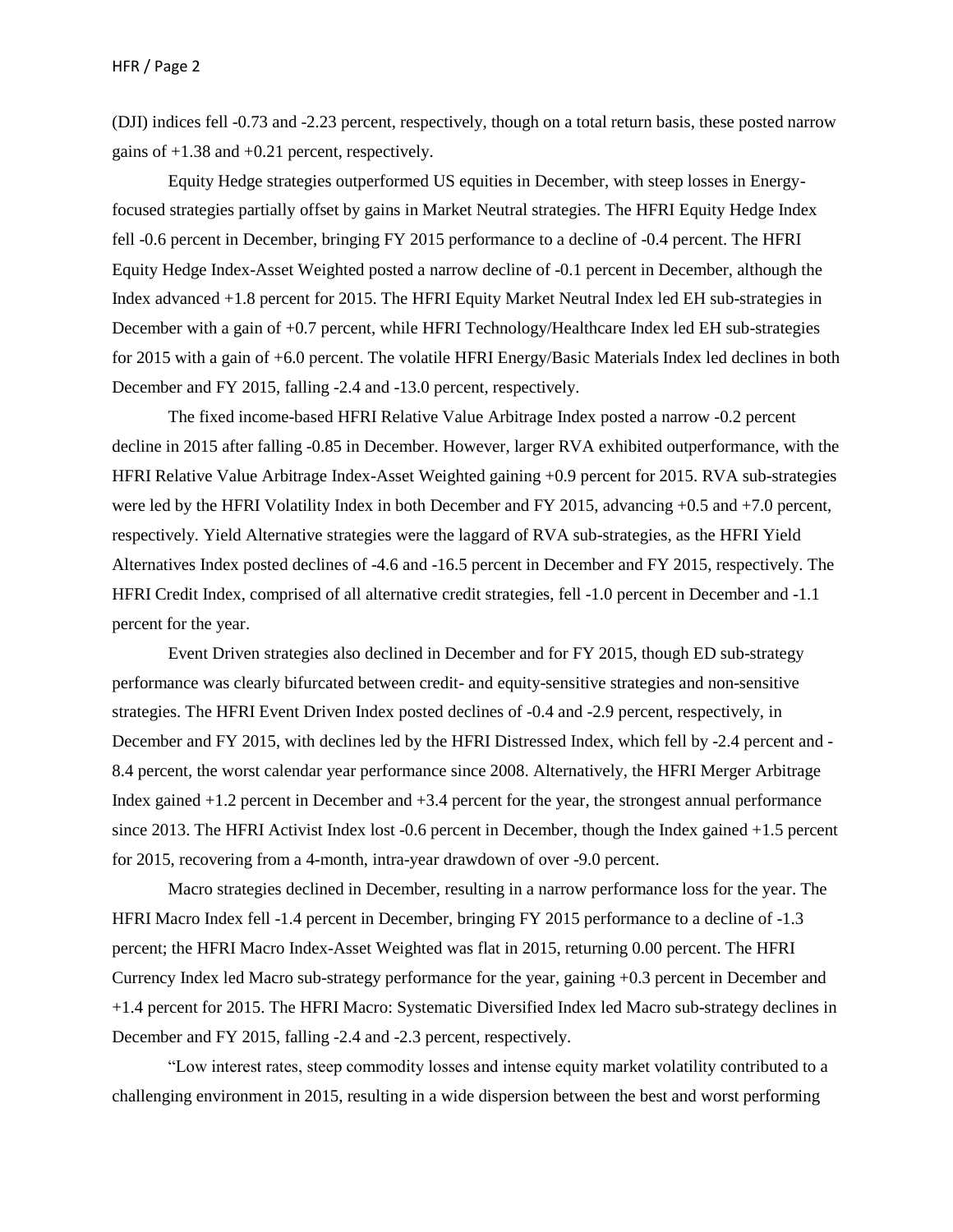(DJI) indices fell -0.73 and -2.23 percent, respectively, though on a total return basis, these posted narrow gains of +1.38 and +0.21 percent, respectively.

Equity Hedge strategies outperformed US equities in December, with steep losses in Energy-focused strategies partially offset by gains in Market Neutral strategies. The HFRI Equity Hedge Index fell -0.6 percent in December, bringing FY 2015 performance to a decline of -0.4 percent. The HFRI Equity Hedge Index-Asset Weighted posted a narrow decline of -0.1 percent in December, although the Index advanced +1.8 percent for 2015. The HFRI Equity Market Neutral Index led EH sub-strategies in December with a gain of +0.7 percent, while HFRI Technology/Healthcare Index led EH sub-strategies for 2015 with a gain of +6.0 percent. The volatile HFRI Energy/Basic Materials Index led declines in both December and FY 2015, falling -2.4 and -13.0 percent, respectively.

The fixed income-based HFRI Relative Value Arbitrage Index posted a narrow -0.2 percent decline in 2015 after falling -0.85 in December. However, larger RVA exhibited outperformance, with the HFRI Relative Value Arbitrage Index-Asset Weighted gaining +0.9 percent for 2015. RVA sub-strategies were led by the HFRI Volatility Index in both December and FY 2015, advancing +0.5 and +7.0 percent, respectively. Yield Alternative strategies were the laggard of RVA sub-strategies, as the HFRI Yield Alternatives Index posted declines of -4.6 and -16.5 percent in December and FY 2015, respectively. The HFRI Credit Index, comprised of all alternative credit strategies, fell -1.0 percent in December and -1.1 percent for the year.

Event Driven strategies also declined in December and for FY 2015, though ED sub-strategy performance was clearly bifurcated between credit- and equity-sensitive strategies and non-sensitive strategies. The HFRI Event Driven Index posted declines of -0.4 and -2.9 percent, respectively, in December and FY 2015, with declines led by the HFRI Distressed Index, which fell by -2.4 percent and -8.4 percent, the worst calendar year performance since 2008. Alternatively, the HFRI Merger Arbitrage Index gained +1.2 percent in December and +3.4 percent for the year, the strongest annual performance since 2013. The HFRI Activist Index lost -0.6 percent in December, though the Index gained +1.5 percent for 2015, recovering from a 4-month, intra-year drawdown of over -9.0 percent.

Macro strategies declined in December, resulting in a narrow performance loss for the year. The HFRI Macro Index fell -1.4 percent in December, bringing FY 2015 performance to a decline of -1.3 percent; the HFRI Macro Index-Asset Weighted was flat in 2015, returning 0.00 percent. The HFRI Currency Index led Macro sub-strategy performance for the year, gaining +0.3 percent in December and +1.4 percent for 2015. The HFRI Macro: Systematic Diversified Index led Macro sub-strategy declines in December and FY 2015, falling -2.4 and -2.3 percent, respectively.

"Low interest rates, steep commodity losses and intense equity market volatility contributed to a challenging environment in 2015, resulting in a wide dispersion between the best and worst performing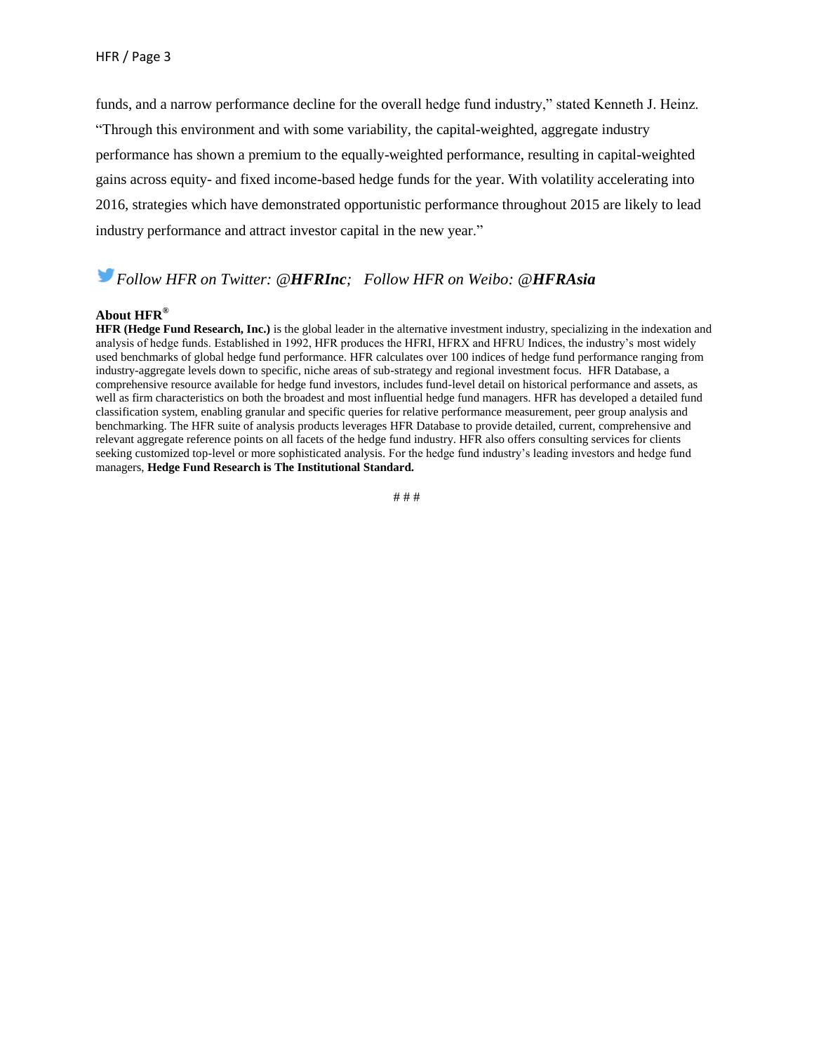funds, and a narrow performance decline for the overall hedge fund industry," stated Kenneth J. Heinz. "Through this environment and with some variability, the capital-weighted, aggregate industry performance has shown a premium to the equally-weighted performance, resulting in capital-weighted gains across equity- and fixed income-based hedge funds for the year. With volatility accelerating into 2016, strategies which have demonstrated opportunistic performance throughout 2015 are likely to lead industry performance and attract investor capital in the new year."

*Follow HFR on Twitter: @**HFRInc**; Follow HFR on Weibo: @**HFRAsia***

**About HFR®**

**HFR (Hedge Fund Research, Inc.)** is the global leader in the alternative investment industry, specializing in the indexation and analysis of hedge funds. Established in 1992, HFR produces the HFRI, HFRX and HFRU Indices, the industry's most widely used benchmarks of global hedge fund performance. HFR calculates over 100 indices of hedge fund performance ranging from industry-aggregate levels down to specific, niche areas of sub-strategy and regional investment focus. HFR Database, a comprehensive resource available for hedge fund investors, includes fund-level detail on historical performance and assets, as well as firm characteristics on both the broadest and most influential hedge fund managers. HFR has developed a detailed fund classification system, enabling granular and specific queries for relative performance measurement, peer group analysis and benchmarking. The HFR suite of analysis products leverages HFR Database to provide detailed, current, comprehensive and relevant aggregate reference points on all facets of the hedge fund industry. HFR also offers consulting services for clients seeking customized top-level or more sophisticated analysis. For the hedge fund industry's leading investors and hedge fund managers, **Hedge Fund Research is The Institutional Standard.**

# # #